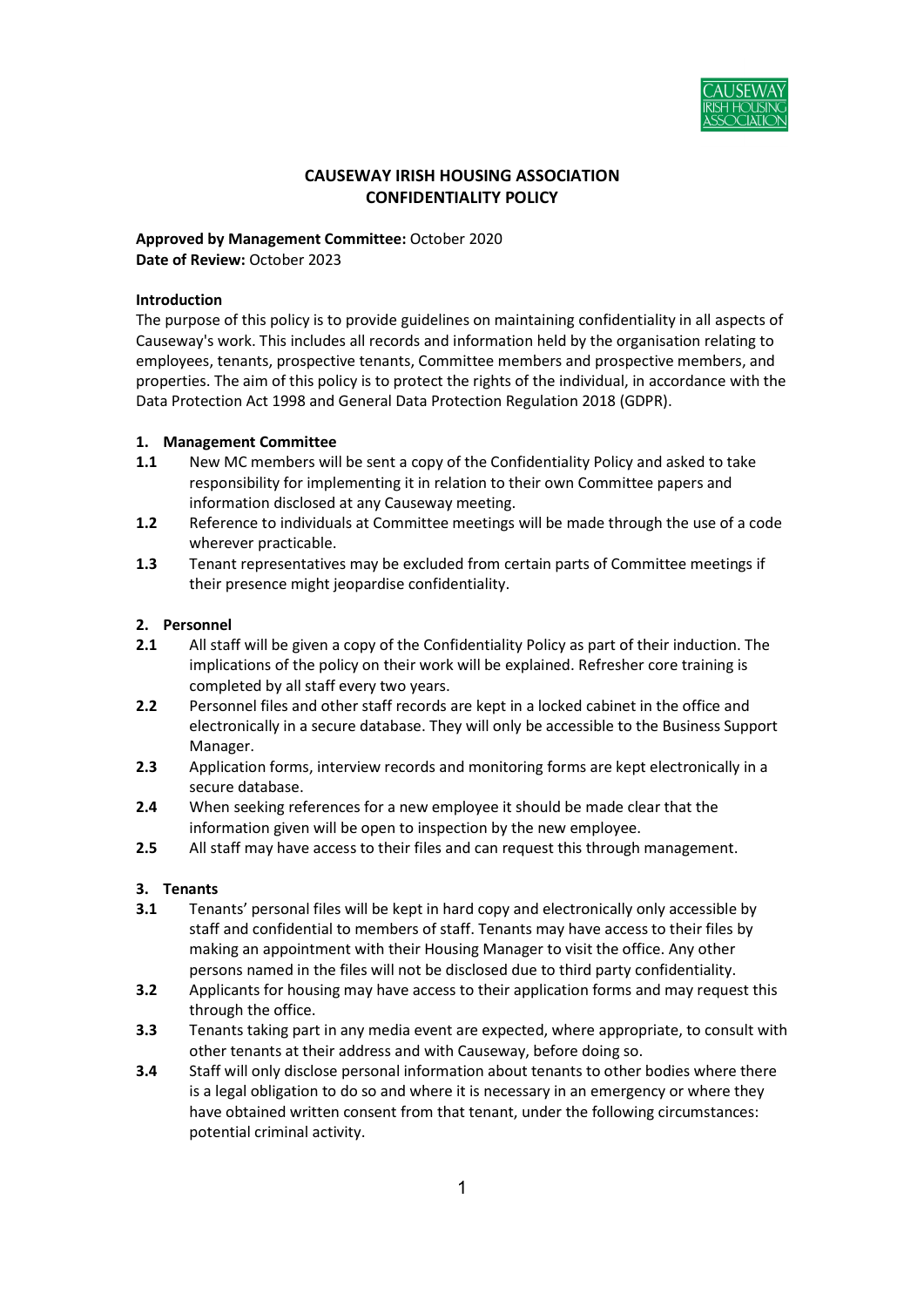# CAUSEWAY IRISH HOUSING ASSOCIATION
# CONFIDENTIALITY POLICY

**Approved by Management Committee:** October 2020
**Date of Review:** October 2023

**Introduction**
The purpose of this policy is to provide guidelines on maintaining confidentiality in all aspects of Causeway's work. This includes all records and information held by the organisation relating to employees, tenants, prospective tenants, Committee members and prospective members, and properties. The aim of this policy is to protect the rights of the individual, in accordance with the Data Protection Act 1998 and General Data Protection Regulation 2018 (GDPR).

## 1. Management Committee

**1.1** New MC members will be sent a copy of the Confidentiality Policy and asked to take responsibility for implementing it in relation to their own Committee papers and information disclosed at any Causeway meeting.

**1.2** Reference to individuals at Committee meetings will be made through the use of a code wherever practicable.

**1.3** Tenant representatives may be excluded from certain parts of Committee meetings if their presence might jeopardise confidentiality.

## 2. Personnel

**2.1** All staff will be given a copy of the Confidentiality Policy as part of their induction. The implications of the policy on their work will be explained. Refresher core training is completed by all staff every two years.

**2.2** Personnel files and other staff records are kept in a locked cabinet in the office and electronically in a secure database. They will only be accessible to the Business Support Manager.

**2.3** Application forms, interview records and monitoring forms are kept electronically in a secure database.

**2.4** When seeking references for a new employee it should be made clear that the information given will be open to inspection by the new employee.

**2.5** All staff may have access to their files and can request this through management.

## 3. Tenants

**3.1** Tenants' personal files will be kept in hard copy and electronically only accessible by staff and confidential to members of staff. Tenants may have access to their files by making an appointment with their Housing Manager to visit the office. Any other persons named in the files will not be disclosed due to third party confidentiality.

**3.2** Applicants for housing may have access to their application forms and may request this through the office.

**3.3** Tenants taking part in any media event are expected, where appropriate, to consult with other tenants at their address and with Causeway, before doing so.

**3.4** Staff will only disclose personal information about tenants to other bodies where there is a legal obligation to do so and where it is necessary in an emergency or where they have obtained written consent from that tenant, under the following circumstances: potential criminal activity.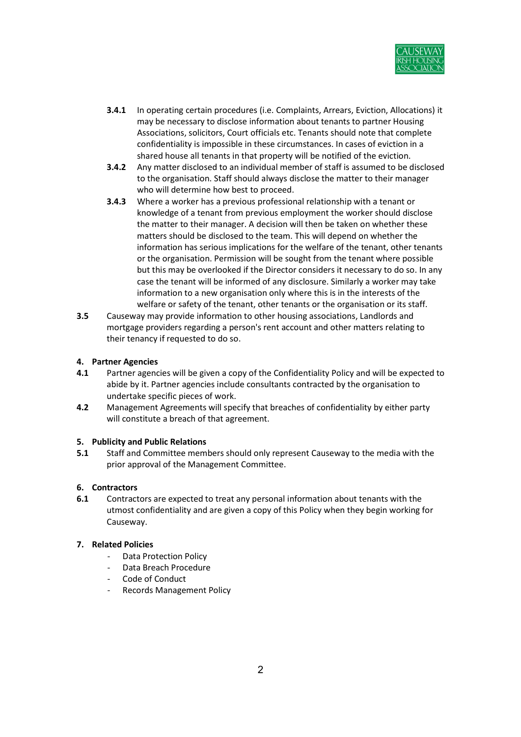**3.4.1** In operating certain procedures (i.e. Complaints, Arrears, Eviction, Allocations) it may be necessary to disclose information about tenants to partner Housing Associations, solicitors, Court officials etc. Tenants should note that complete confidentiality is impossible in these circumstances. In cases of eviction in a shared house all tenants in that property will be notified of the eviction.

**3.4.2** Any matter disclosed to an individual member of staff is assumed to be disclosed to the organisation. Staff should always disclose the matter to their manager who will determine how best to proceed.

**3.4.3** Where a worker has a previous professional relationship with a tenant or knowledge of a tenant from previous employment the worker should disclose the matter to their manager. A decision will then be taken on whether these matters should be disclosed to the team. This will depend on whether the information has serious implications for the welfare of the tenant, other tenants or the organisation. Permission will be sought from the tenant where possible but this may be overlooked if the Director considers it necessary to do so. In any case the tenant will be informed of any disclosure. Similarly a worker may take information to a new organisation only where this is in the interests of the welfare or safety of the tenant, other tenants or the organisation or its staff.

**3.5** Causeway may provide information to other housing associations, Landlords and mortgage providers regarding a person's rent account and other matters relating to their tenancy if requested to do so.

## 4. Partner Agencies

**4.1** Partner agencies will be given a copy of the Confidentiality Policy and will be expected to abide by it. Partner agencies include consultants contracted by the organisation to undertake specific pieces of work.

**4.2** Management Agreements will specify that breaches of confidentiality by either party will constitute a breach of that agreement.

## 5. Publicity and Public Relations

**5.1** Staff and Committee members should only represent Causeway to the media with the prior approval of the Management Committee.

## 6. Contractors

**6.1** Contractors are expected to treat any personal information about tenants with the utmost confidentiality and are given a copy of this Policy when they begin working for Causeway.

## 7. Related Policies

- Data Protection Policy
- Data Breach Procedure
- Code of Conduct
- Records Management Policy